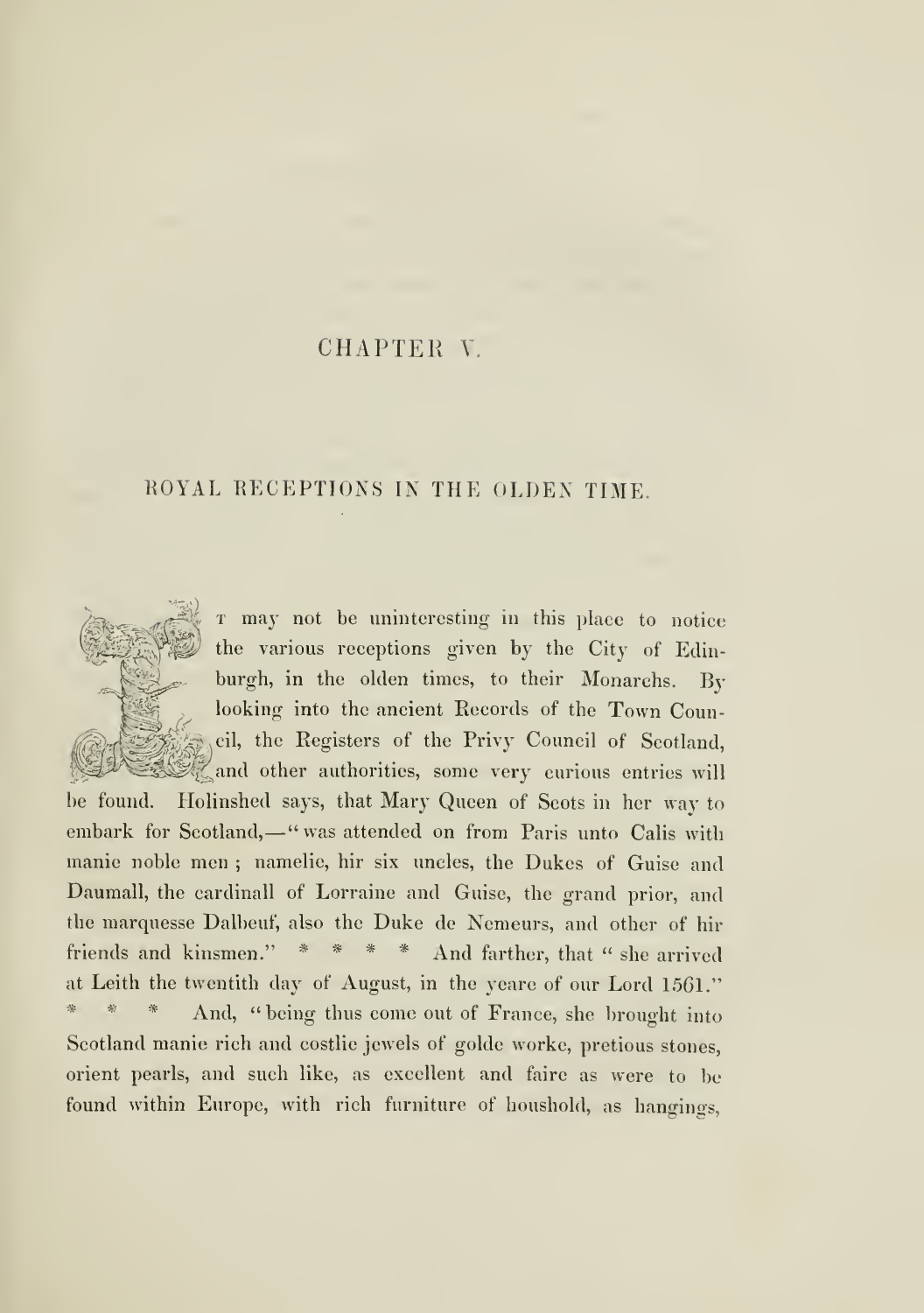# CHAPTER V.

## ROYAL RECEPTIONS IN THE OLDEN TIME.

It may not be uninteresting in this place to notice the various receptions given by the City of Edinburgh, in the olden times, to their Monarchs. By looking into the ancient Records of the Town Council, the Registers of the Privy Council of Scotland, and other authorities, some very curious entries will be found. Holinshed says, that Mary Queen of Scots in her way to embark for Scotland,—"was attended on from Paris unto Calis with manie noble men; namelie, hir six uncles, the Dukes of Guise and Daumall, the cardinall of Lorraine and Guise, the grand prior, and the marquesse Dalbeuf, also the Duke de Nemeurs, and other of hir friends and kinsmen." * * * * And farther, that "she arrived at Leith the twentith day of August, in the yeare of our Lord 1561." * * * And, "being thus come out of France, she brought into Scotland manie rich and costlie jewels of golde worke, pretious stones, orient pearls, and such like, as excellent and faire as were to be found within Europe, with rich furniture of houshold, as hangings,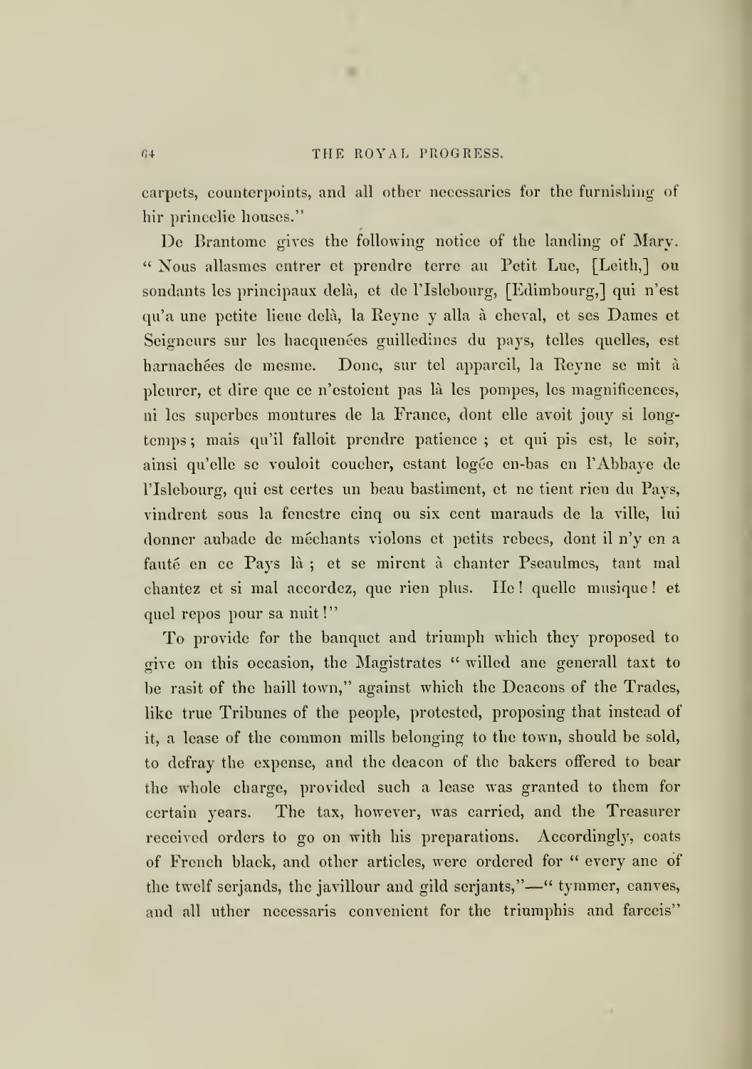carpets, counterpoints, and all other necessaries for the furnishing of hir princelie houses."

De Brantome gives the following notice of the landing of Mary. "Nous allasmes entrer et prendre terre au Petit Luc, [Leith,] ou sondants les principaux delà, et de l'Islebourg, [Edimbourg,] qui n'est qu'a une petite lieue delà, la Reyne y alla à cheval, et ses Dames et Seigneurs sur les hacquenées guilledines du pays, telles quelles, est harnachées de mesme. Donc, sur tel appareil, la Reyne se mit à pleurer, et dire que ce n'estoient pas là les pompes, les magnificences, ni les superbes montures de la France, dont elle avoit jouy si longtemps; mais qu'il falloit prendre patience; et qui pis est, le soir, ainsi qu'elle se vouloit coucher, estant logée en-bas en l'Abbaye de l'Islebourg, qui est certes un beau bastiment, et ne tient rien du Pays, vindrent sous la fenestre cinq ou six cent marauds de la ville, lui donner aubade de méchants violons et petits rebecs, dont il n'y en a fauté en ce Pays là; et se mirent à chanter Pseaulmes, tant mal chantez et si mal accordez, que rien plus. He! quelle musique! et quel repos pour sa nuit!"

To provide for the banquet and triumph which they proposed to give on this occasion, the Magistrates "willed ane generall taxt to be rasit of the haill town," against which the Deacons of the Trades, like true Tribunes of the people, protested, proposing that instead of it, a lease of the common mills belonging to the town, should be sold, to defray the expense, and the deacon of the bakers offered to bear the whole charge, provided such a lease was granted to them for certain years. The tax, however, was carried, and the Treasurer received orders to go on with his preparations. Accordingly, coats of French black, and other articles, were ordered for "every ane of the twelf serjands, the javillour and gild serjants,"—"tymmer, canves, and all uther necessaris convenient for the triumphis and farceis"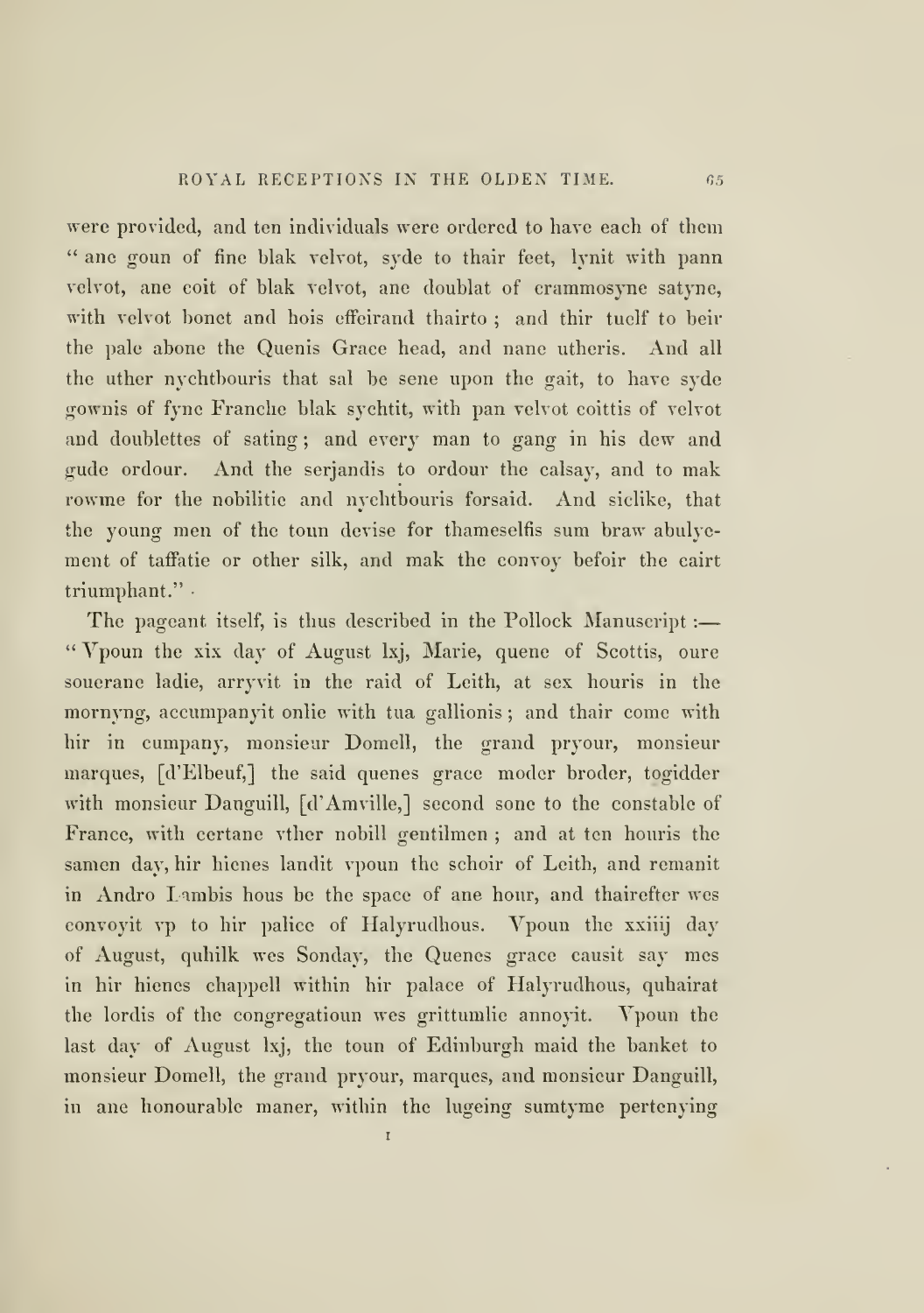were provided, and ten individuals were ordered to have each of them "ane goun of fine blak velvot, syde to thair feet, lynit with pann velvot, ane coit of blak velvot, ane doublat of crammosyne satyne, with velvot bonet and hois effeirand thairto; and thir tuelf to beir the pale abone the Quenis Grace head, and nane utheris. And all the uther nychtbouris that sal be sene upon the gait, to have syde gownis of fyne Franche blak sychtit, with pan velvot coittis of velvot and doublettes of sating; and every man to gang in his dew and gude ordour. And the serjandis to ordour the calsay, and to mak rowme for the nobilitie and nychtbouris forsaid. And siclike, that the young men of the toun devise for thameselfis sum braw abulyement of taffatie or other silk, and mak the convoy befoir the cairt triumphant."

The pageant itself, is thus described in the Pollock Manuscript:—"Vpoun the xix day of August lxj, Marie, quene of Scottis, oure souerane ladie, arryvit in the raid of Leith, at sex houris in the mornyng, accumpanyit onlie with tua gallionis; and thair come with hir in cumpany, monsieur Domell, the grand pryour, monsieur marques, [d'Elbeuf,] the said quenes grace moder broder, togidder with monsieur Danguill, [d'Amville,] second sone to the constable of France, with certane vther nobill gentilmen; and at ten houris the samen day, hir hienes landit vpoun the schoir of Leith, and remanit in Andro Lambis hous be the space of ane hour, and thairefter wes convoyit vp to hir palice of Halyrudhous. Vpoun the xxiiij day of August, quhilk wes Sonday, the Quenes grace causit say mes in hir hienes chappell within hir palace of Halyrudhous, quhairat the lordis of the congregatioun wes grittumlie annoyit. Vpoun the last day of August lxj, the toun of Edinburgh maid the banket to monsieur Domell, the grand pryour, marques, and monsieur Danguill, in ane honourable maner, within the lugeing sumtyme pertenying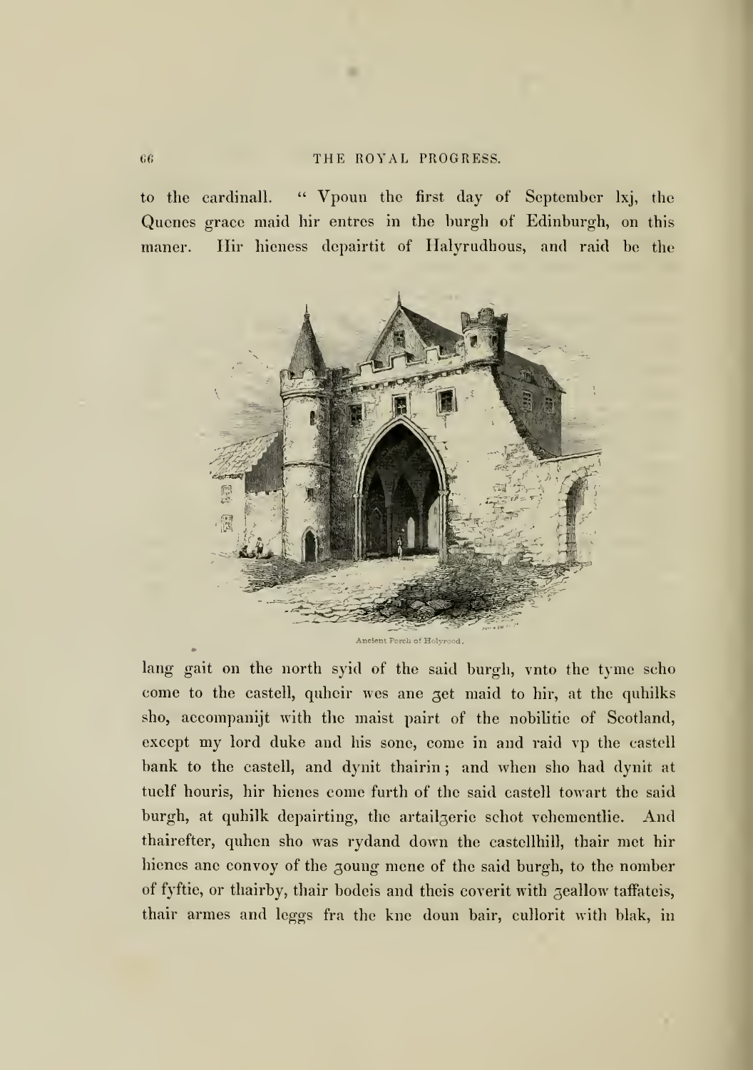to the cardinall. "Vpoun the first day of September lxj, the Quenes grace maid hir entres in the burgh of Edinburgh, on this maner. Hir hieness depairtit of Halyrudhous, and raid be the

Ancient Porch of Holyrood.

lang gait on the north syid of the said burgh, vnto the tyme scho come to the castell, quheir wes ane ȝet maid to hir, at the quhilks sho, accompanijt with the maist pairt of the nobilitie of Scotland, except my lord duke and his sone, come in and raid vp the castell bank to the castell, and dynit thairin; and when sho had dynit at tuelf houris, hir hienes come furth of the said castell towart the said burgh, at quhilk depairting, the artailȝerie schot vehementlie. And thairefter, quhen sho was rydand down the castellhill, thair met hir hienes ane convoy of the ȝoung mene of the said burgh, to the nomber of fyftie, or thairby, thair bodeis and theis coverit with ȝeallow taffateis, thair armes and leggs fra the kne doun bair, cullorit with blak, in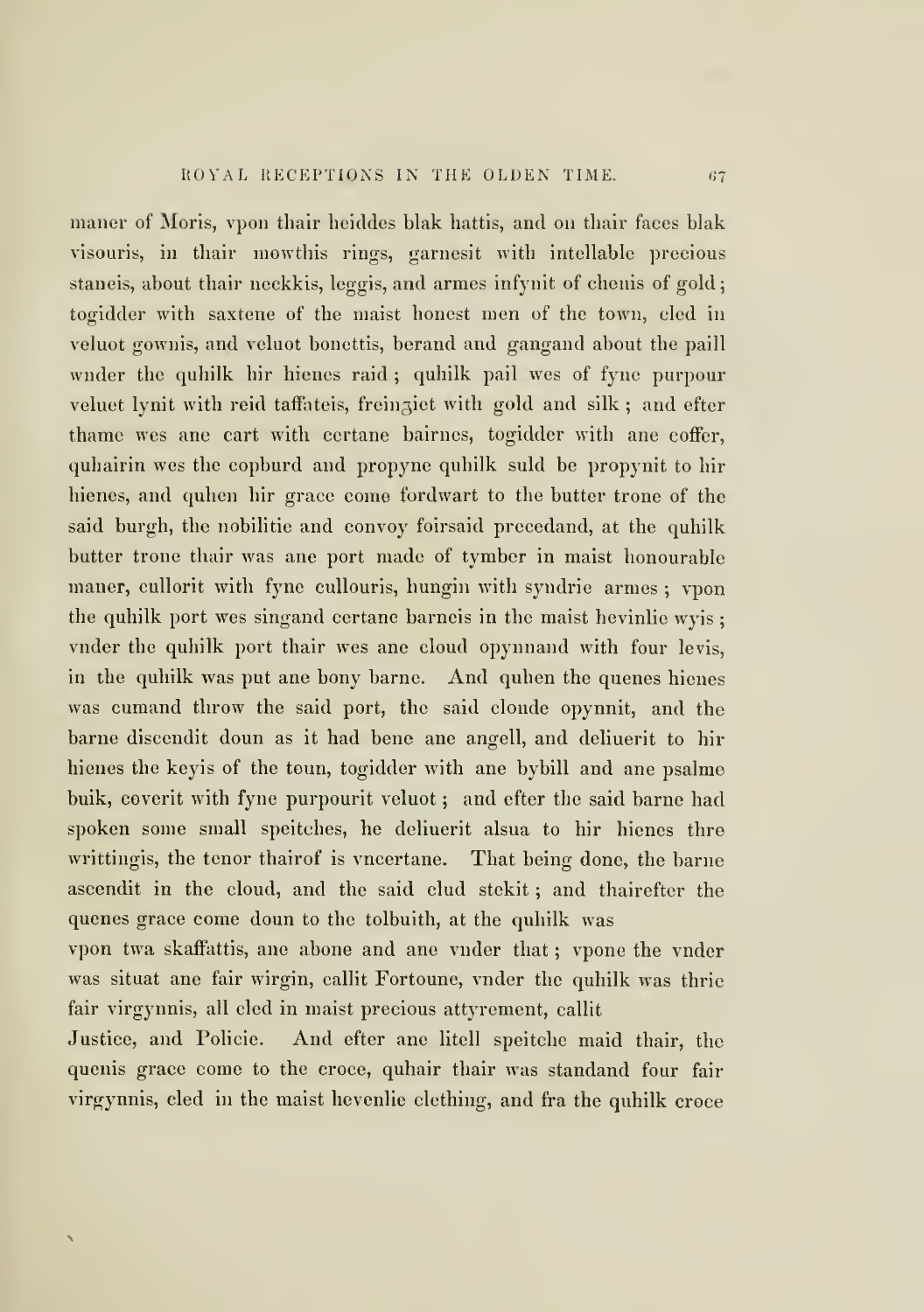maner of Moris, vpon thair heiddes blak hattis, and on thair faces blak visouris, in thair mowthis rings, garnesit with intellable precious staneis, about thair neckkis, leggis, and armes infynit of chenis of gold; togidder with saxtene of the maist honest men of the town, cled in veluot gownis, and veluot bonettis, berand and gangand about the paill wnder the quhilk hir hienes raid; quhilk pail wes of fyne purpour veluet lynit with reid taffateis, freinȝiet with gold and silk; and efter thame wes ane cart with certane bairnes, togidder with ane coffer, quhairin wes the copburd and propyne quhilk suld be propynit to hir hienes, and quhen hir grace come fordwart to the butter trone of the said burgh, the nobilitie and convoy foirsaid precedand, at the quhilk butter trone thair was ane port made of tymber in maist honourable maner, cullorit with fyne cullouris, hungin with syndrie armes; vpon the quhilk port wes singand certane barneis in the maist hevinlie wyis; vnder the quhilk port thair wes ane cloud opynnand with four levis, in the quhilk was put ane bony barne. And quhen the quenes hienes was cumand throw the said port, the said cloude opynnit, and the barne discendit doun as it had bene ane angell, and deliuerit to hir hienes the keyis of the toun, togidder with ane bybill and ane psalme buik, coverit with fyne purpourit veluot; and efter the said barne had spoken some small speitches, he deliuerit alsua to hir hienes thre writtingis, the tenor thairof is vncertane. That being done, the barne ascendit in the cloud, and the said clud stekit; and thairefter the quenes grace come doun to the tolbuith, at the quhilk was

vpon twa skaffattis, ane abone and ane vnder that; vpone the vnder was situat ane fair wirgin, callit Fortoune, vnder the quhilk was thrie fair virgynnis, all cled in maist precious attyrement, callit

Justice, and Policie. And efter ane litell speitche maid thair, the quenis grace come to the croce, quhair thair was standand four fair virgynnis, cled in the maist hevenlie clething, and fra the quhilk croce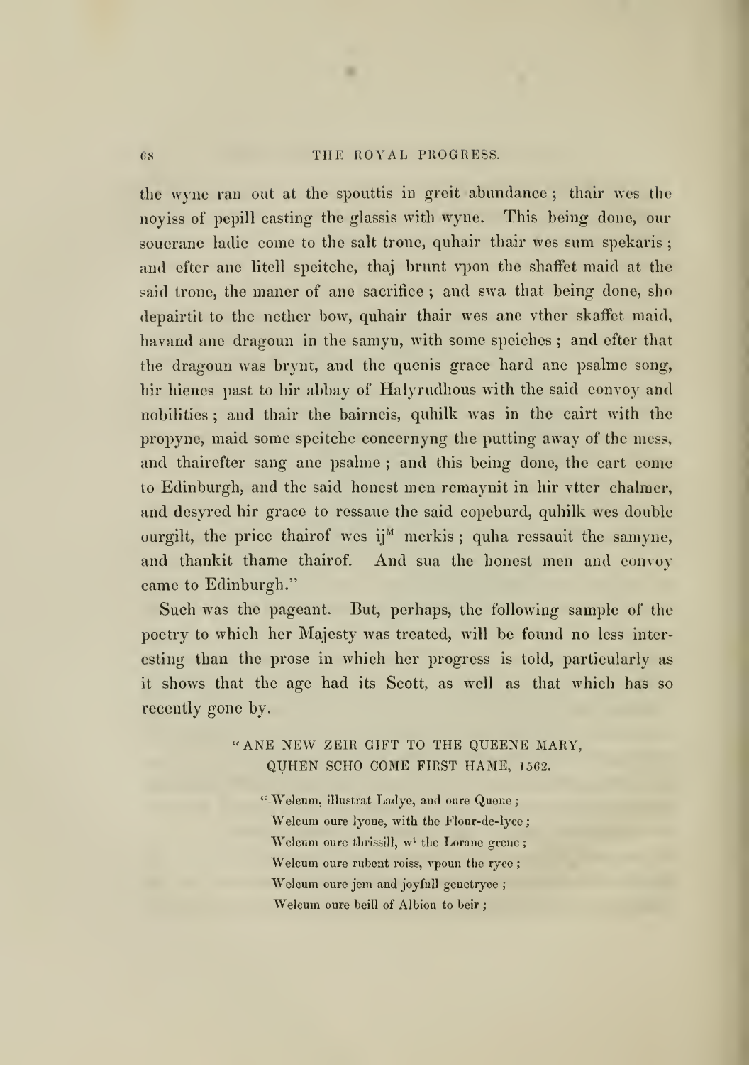the wyne ran out at the spouttis in greit abundance ; thair wes the noyiss of pepill casting the glassis with wyne. This being done, our souerane ladie come to the salt trone, quhair thair wes sum spekaris ; and efter ane litell speitche, thaj brunt vpon the shaffet maid at the said trone, the maner of ane sacrifice ; and swa that being done, sho depairtit to the nether bow, quhair thair wes ane vther skaffet maid, havand ane dragoun in the samyn, with some speiches ; and efter that the dragoun was brynt, and the quenis grace hard ane psalme song, hir hienes past to hir abbay of Halyrudhous with the said convoy and nobilities ; and thair the bairneis, quhilk was in the cairt with the propyne, maid some speitche concernyng the putting away of the mess, and thairefter sang ane psalme ; and this being done, the cart come to Edinburgh, and the said honest men remaynit in hir vtter chalmer, and desyred hir grace to ressaue the said copeburd, quhilk wes double ourgilt, the price thairof wes ij[M] merkis ; quha ressauit the samyne, and thankit thame thairof. And sua the honest men and convoy came to Edinburgh."

Such was the pageant. But, perhaps, the following sample of the poetry to which her Majesty was treated, will be found no less interesting than the prose in which her progress is told, particularly as it shows that the age had its Scott, as well as that which has so recently gone by.

"ANE NEW ZEIR GIFT TO THE QUEENE MARY,
QUHEN SCHO COME FIRST HAME, 1562.

"Welcum, illustrat Ladye, and oure Quene ;
Welcum oure lyone, with the Flour-de-lyce ;
Welcum oure thrissill, w[t] the Lorane grene ;
Welcum oure rubent roiss, vpoun the ryce ;
Welcum oure jem and joyfull genetryce ;
Welcum oure beill of Albion to beir ;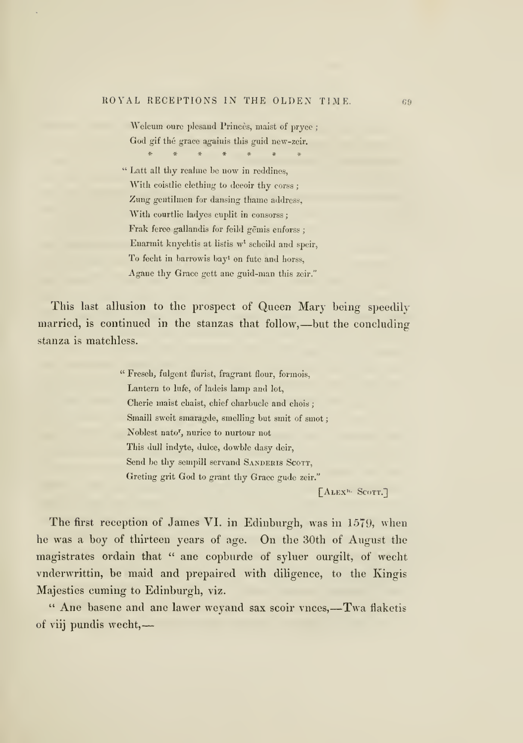Welcum oure plesand Princès, maist of pryce ;
God gif thé grace againis this guid new-zeir.

\*   \*   \*   \*   \*   \*   \*   \*

" Latt all thy realme be now in reddines,
With coistlie clething to decoir thy corss ;
Zung gentilmen for dansing thame address,
With courtlie ladyes cuplit in consorss ;
Frak ferce gallandis for feild gēmis enforss ;
Enarmit knychtis at listis w[t] scheild and speir,
To fecht in barrowis bay[t] on fute and horss,
Agane thy Grace gett ane guid-man this zeir."

This last allusion to the prospect of Queen Mary being speedily married, is continued in the stanzas that follow,—but the concluding stanza is matchless.

" Fresch, fulgent flurist, fragrant flour, formois,
Lantern to lufe, of ladeis lamp and lot,
Cherie maist chaist, chief charbucle and chois ;
Smaill sweit smaragde, smelling but smit of smot ;
Noblest nato[r], nurice to nurtour not
This dull indyte, dulce, dowble dasy deir,
Send be thy sempill servand SANDERIS SCOTT,
Greting grit God to grant thy Grace gude zeir."

[ALEX[R.] SCOTT.]

The first reception of James VI. in Edinburgh, was in 1579, when he was a boy of thirteen years of age. On the 30th of August the magistrates ordain that " ane copburde of syluer ourgilt, of wecht vnderwrittin, be maid and prepaired with diligence, to the Kingis Majesties cuming to Edinburgh, viz.

" Ane basene and ane lawer weyand sax scoir vnces,—Twa flaketis of viij pundis wecht,—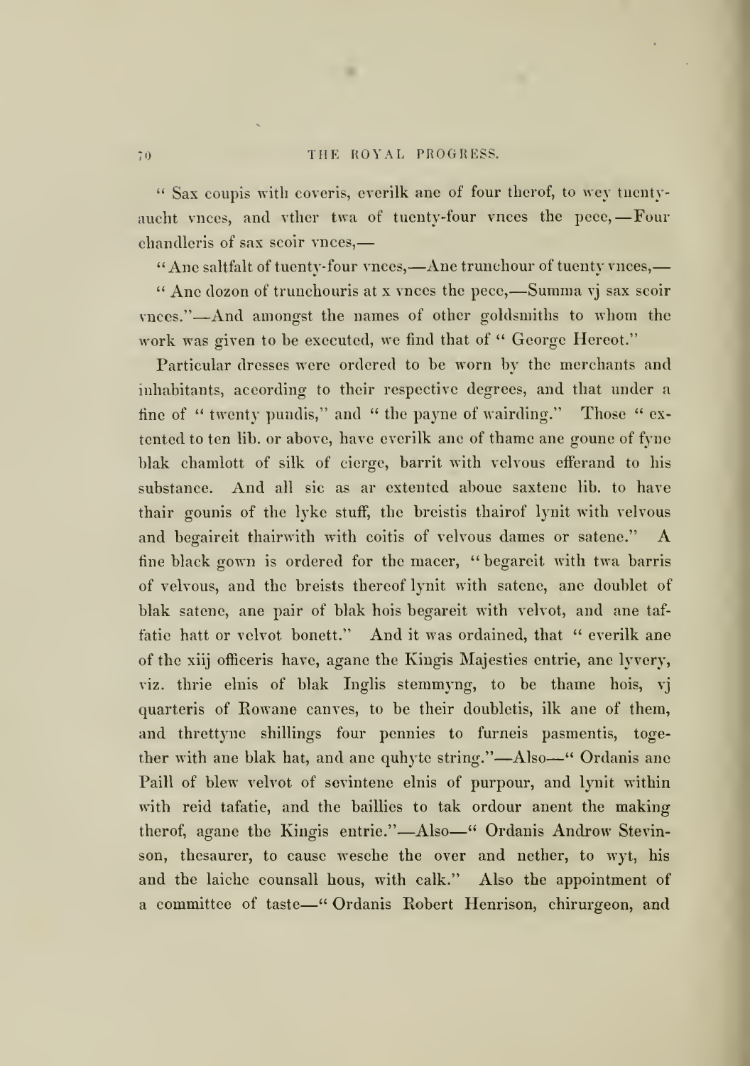" Sax coupis with coveris, everilk ane of four therof, to wey tuenty-aucht vnces, and vther twa of tuenty-four vnces the pece,—Four chandleris of sax scoir vnces,—

" Ane saltfalt of tuenty-four vnces,—Ane trunchour of tuenty vnces,—

" Ane dozon of trunchouris at x vnces the pece,—Summa vj sax scoir vnces."—And amongst the names of other goldsmiths to whom the work was given to be executed, we find that of " George Hereot."

Particular dresses were ordered to be worn by the merchants and inhabitants, according to their respective degrees, and that under a fine of " twenty pundis," and " the payne of wairding." Those " extented to ten lib. or above, have everilk ane of thame ane goune of fyne blak chamlott of silk of cierge, barrit with velvous efferand to his substance. And all sic as ar extented aboue saxtene lib. to have thair gounis of the lyke stuff, the breistis thairof lynit with velvous and begaireit thairwith with coitis of velvous dames or satene." A fine black gown is ordered for the macer, " begareit with twa barris of velvous, and the breists thereof lynit with satene, ane doublet of blak satene, ane pair of blak hois begareit with velvot, and ane taffatie hatt or velvot bonett." And it was ordained, that " everilk ane of the xiij officeris have, agane the Kingis Majesties entrie, ane lyvery, viz. thrie elnis of blak Inglis stemmyng, to be thame hois, vj quarteris of Rowane canves, to be their doubletis, ilk ane of them, and threttyne shillings four pennies to furneis pasmentis, together with ane blak hat, and ane quhyte string."—Also—" Ordanis ane Paill of blew velvot of sevintene elnis of purpour, and lynit within with reid tafatie, and the baillies to tak ordour anent the making therof, agane the Kingis entrie."—Also—" Ordanis Androw Stevinson, thesaurer, to cause wesche the over and nether, to wyt, his and the laiche counsall hous, with calk." Also the appointment of a committee of taste—" Ordanis Robert Henrison, chirurgeon, and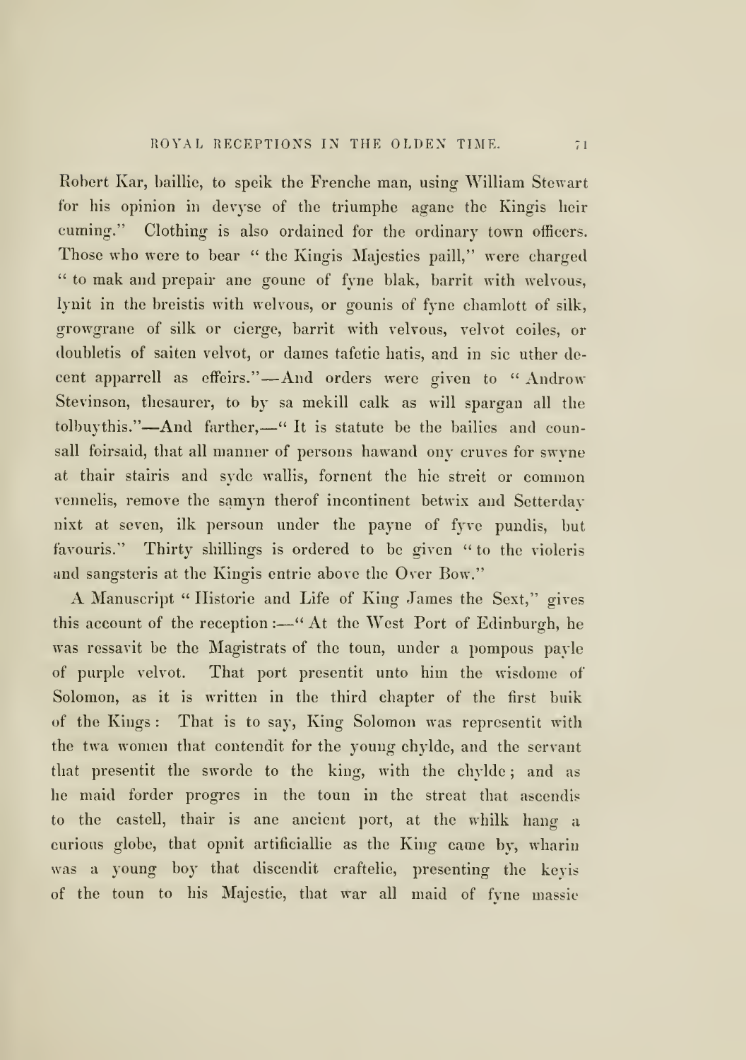Robert Kar, baillie, to speik the Frenche man, using William Stewart for his opinion in devyse of the triumphe agane the Kingis heir cuming." Clothing is also ordained for the ordinary town officers. Those who were to bear "the Kingis Majesties paill," were charged "to mak and prepair ane goune of fyne blak, barrit with welvous, lynit in the breistis with welvous, or gounis of fyne chamlott of silk, growgrane of silk or cierge, barrit with velvous, velvot coiles, or doubletis of saiten velvot, or dames tafetie hatis, and in sic uther decent apparrell as effeirs."—And orders were given to "Androw Stevinson, thesaurer, to by sa mekill calk as will spargan all the tolbuythis."—And farther,—"It is statute be the bailies and counsall foirsaid, that all manner of persons hawand ony cruves for swyne at thair stairis and syde wallis, fornent the hie streit or common vennelis, remove the samyn therof incontinent betwix and Setterday nixt at seven, ilk persoun under the payne of fyve pundis, but favouris." Thirty shillings is ordered to be given "to the violeris and sangsteris at the Kingis entrie above the Over Bow."

A Manuscript "Historie and Life of King James the Sext," gives this account of the reception:—"At the West Port of Edinburgh, he was ressavit be the Magistrats of the toun, under a pompous payle of purple velvot. That port presentit unto him the wisdome of Solomon, as it is written in the third chapter of the first buik of the Kings: That is to say, King Solomon was representit with the twa women that contendit for the young chylde, and the servant that presentit the sworde to the king, with the chylde; and as he maid forder progres in the toun in the streat that ascendis to the castell, thair is ane ancient port, at the whilk hang a curious globe, that opnit artificiallie as the King came by, wharin was a young boy that discendit craftelie, presenting the keyis of the toun to his Majestie, that war all maid of fyne massie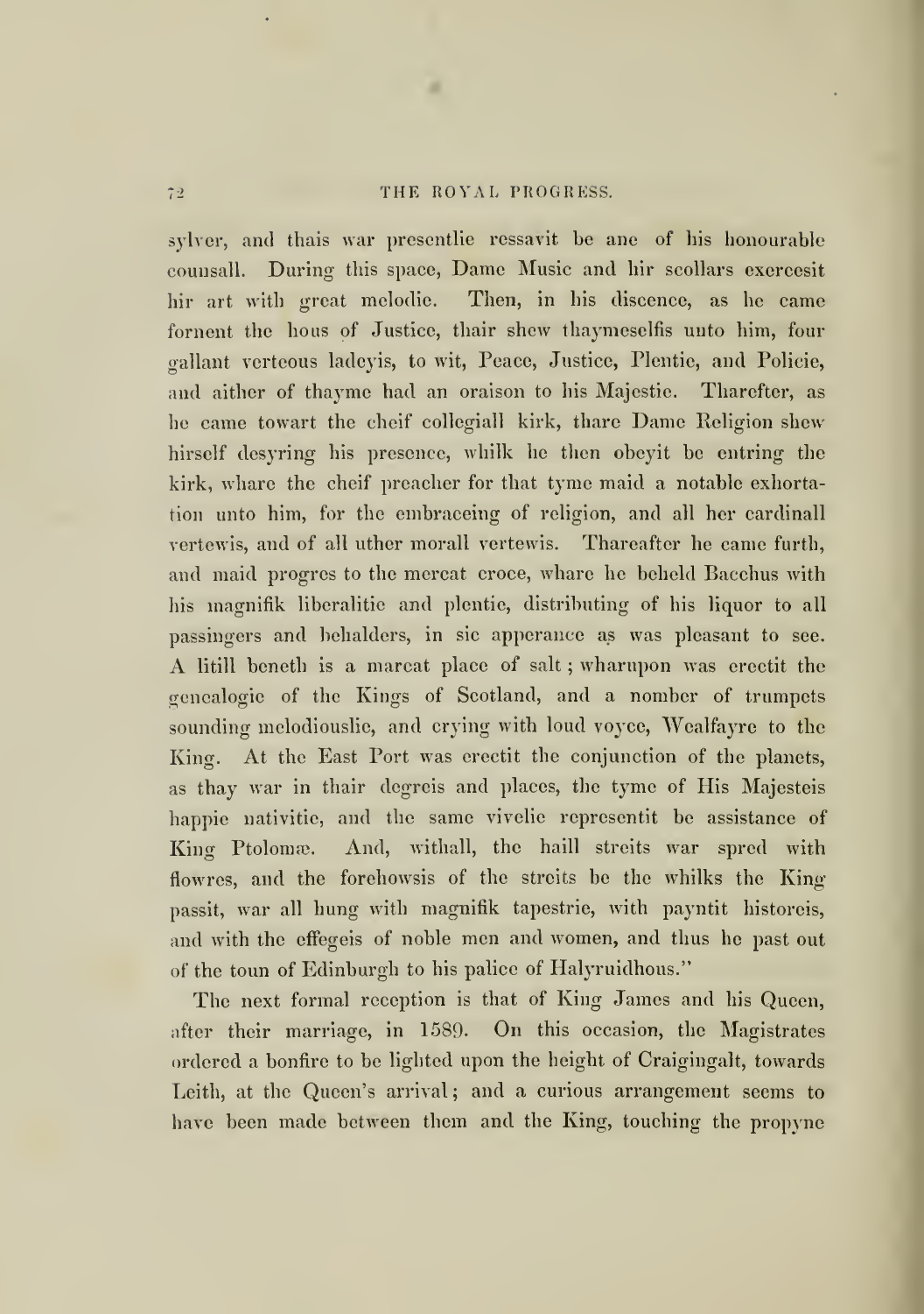sylver, and thais war presentlie ressavit be ane of his honourable counsall. During this space, Dame Music and hir scollars exercesit hir art with great melodie. Then, in his discence, as he came fornent the hous of Justice, thair shew thaymeselfis unto him, four gallant verteous ladeyis, to wit, Peace, Justice, Plentie, and Policie, and aither of thayme had an oraison to his Majestie. Tharefter, as he came towart the cheif collegiall kirk, thare Dame Religion shew hirself desyring his presence, whilk he then obeyit be entring the kirk, whare the cheif preacher for that tyme maid a notable exhortation unto him, for the embraceing of religion, and all her cardinall vertewis, and of all uther morall vertewis. Thareafter he came furth, and maid progres to the mercat croce, whare he beheld Bacchus with his magnifik liberalitie and plentie, distributing of his liquor to all passingers and behalders, in sic apperance as was pleasant to see. A litill beneth is a marcat place of salt; wharupon was erectit the genealogie of the Kings of Scotland, and a nomber of trumpets sounding melodiouslie, and crying with loud voyce, Wealfayre to the King. At the East Port was erectit the conjunction of the planets, as thay war in thair degreis and places, the tyme of His Majesteis happie nativitie, and the same vivelie representit be assistance of King Ptolomæ. And, withall, the haill streits war spred with flowres, and the forehowsis of the streits be the whilks the King passit, war all hung with magnifik tapestrie, with payntit historeis, and with the effegeis of noble men and women, and thus he past out of the toun of Edinburgh to his palice of Halyruidhous."

The next formal reception is that of King James and his Queen, after their marriage, in 1589. On this occasion, the Magistrates ordered a bonfire to be lighted upon the height of Craigingalt, towards Leith, at the Queen's arrival; and a curious arrangement seems to have been made between them and the King, touching the propyne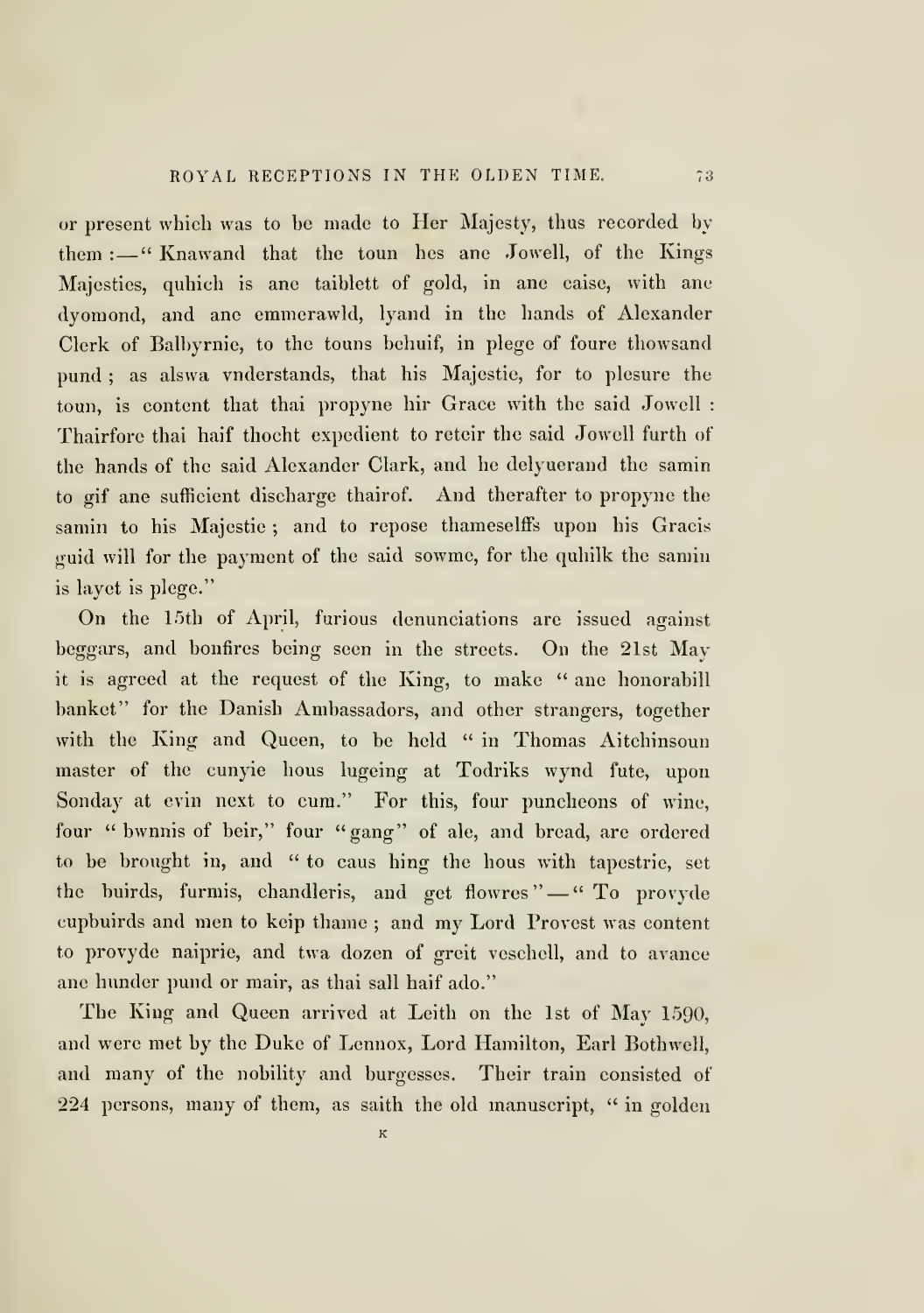or present which was to be made to Her Majesty, thus recorded by them :—" Knawand that the toun hes ane Jowell, of the Kings Majesties, quhich is ane taiblett of gold, in ane caise, with ane dyomond, and ane emmerawld, lyand in the hands of Alexander Clerk of Balbyrnie, to the touns behuif, in plege of foure thowsand pund ; as alswa vnderstands, that his Majestie, for to plesure the toun, is content that thai propyne hir Grace with the said Jowell : Thairfore thai haif thocht expedient to reteir the said Jowell furth of the hands of the said Alexander Clark, and he delyuerand the samin to gif ane sufficient discharge thairof. And therafter to propyne the samin to his Majestie ; and to repose thameselffs upon his Gracis guid will for the payment of the said sowme, for the quhilk the samin is layet is plege."

On the 15th of April, furious denunciations are issued against beggars, and bonfires being seen in the streets. On the 21st May it is agreed at the request of the King, to make " ane honorabill banket" for the Danish Ambassadors, and other strangers, together with the King and Queen, to be held " in Thomas Aitchinsoun master of the cunyie hous lugeing at Todriks wynd fute, upon Sonday at evin next to cum." For this, four puncheons of wine, four " bwnnis of beir," four "gang" of ale, and bread, are ordered to be brought in, and " to caus hing the hous with tapestrie, set the buirds, furmis, chandleris, and get flowres"—" To provyde cupbuirds and men to keip thame ; and my Lord Provest was content to provyde naiprie, and twa dozen of greit veschell, and to avance ane hunder pund or mair, as thai sall haif ado."

The King and Queen arrived at Leith on the 1st of May 1590, and were met by the Duke of Lennox, Lord Hamilton, Earl Bothwell, and many of the nobility and burgesses. Their train consisted of 224 persons, many of them, as saith the old manuscript, " in golden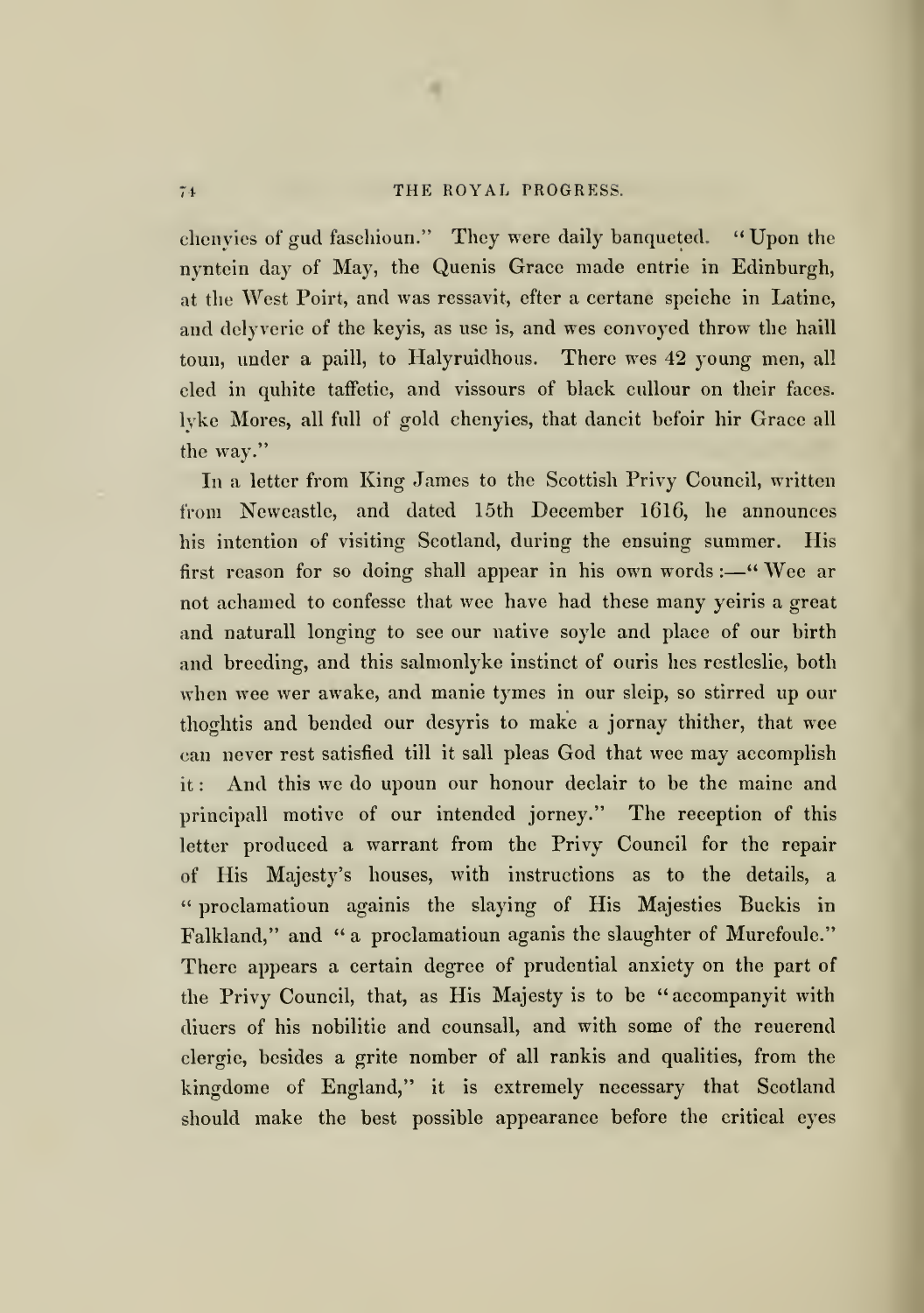chenyies of gud faschioun." They were daily banqueted. "Upon the nyntein day of May, the Quenis Grace made entrie in Edinburgh, at the West Poirt, and was ressavit, efter a certane speiche in Latine, and delyverie of the keyis, as use is, and wes convoyed throw the haill toun, under a paill, to Halyruidhous. There wes 42 young men, all cled in quhite taffetie, and vissours of black cullour on their faces. lyke Mores, all full of gold chenyies, that dancit befoir hir Grace all the way."

In a letter from King James to the Scottish Privy Council, written from Newcastle, and dated 15th December 1616, he announces his intention of visiting Scotland, during the ensuing summer. His first reason for so doing shall appear in his own words:—"Wee ar not achamed to confesse that wee have had these many yeiris a great and naturall longing to see our native soyle and place of our birth and breeding, and this salmonlyke instinct of ouris hes restleslie, both when wee wer awake, and manie tymes in our sleip, so stirred up our thoghtis and bended our desyris to make a jornay thither, that wee can never rest satisfied till it sall pleas God that wee may accomplish it: And this we do upoun our honour declair to be the maine and principall motive of our intended jorney." The reception of this letter produced a warrant from the Privy Council for the repair of His Majesty's houses, with instructions as to the details, a "proclamatioun againis the slaying of His Majesties Buckis in Falkland," and "a proclamatioun aganis the slaughter of Murefoule." There appears a certain degree of prudential anxiety on the part of the Privy Council, that, as His Majesty is to be "accompanyit with diuers of his nobilitie and counsall, and with some of the reuerend clergie, besides a grite nomber of all rankis and qualities, from the kingdome of England," it is extremely necessary that Scotland should make the best possible appearance before the critical eyes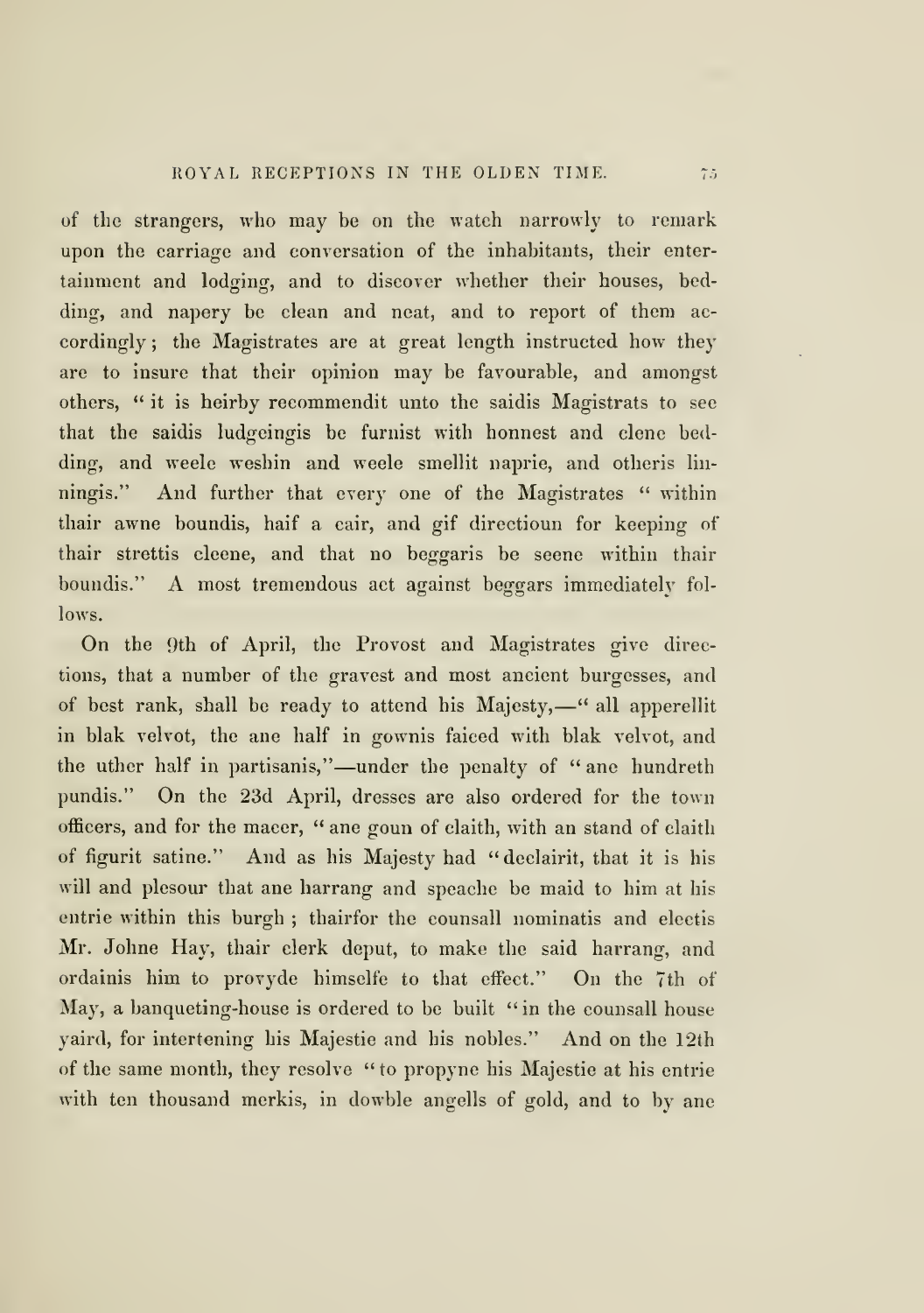of the strangers, who may be on the watch narrowly to remark upon the carriage and conversation of the inhabitants, their entertainment and lodging, and to discover whether their houses, bedding, and napery be clean and neat, and to report of them accordingly; the Magistrates are at great length instructed how they are to insure that their opinion may be favourable, and amongst others, "it is heirby recommendit unto the saidis Magistrats to see that the saidis ludgeingis be furnist with honnest and clene bedding, and weele weshin and weele smellit naprie, and otheris linningis." And further that every one of the Magistrates "within thair awne boundis, haif a cair, and gif directioun for keeping of thair strettis cleene, and that no beggaris be seene within thair boundis." A most tremendous act against beggars immediately follows.

On the 9th of April, the Provost and Magistrates give directions, that a number of the gravest and most ancient burgesses, and of best rank, shall be ready to attend his Majesty,—"all apperellit in blak velvot, the ane half in gownis faiced with blak velvot, and the uther half in partisanis,"—under the penalty of "ane hundreth pundis." On the 23d April, dresses are also ordered for the town officers, and for the macer, "ane goun of claith, with an stand of claith of figurit satine." And as his Majesty had "declairit, that it is his will and plesour that ane harrang and speache be maid to him at his entrie within this burgh; thairfor the counsall nominatis and electis Mr. Johne Hay, thair clerk deput, to make the said harrang, and ordainis him to provyde himselfe to that effect." On the 7th of May, a banqueting-house is ordered to be built "in the counsall house yaird, for intertening his Majestie and his nobles." And on the 12th of the same month, they resolve "to propyne his Majestie at his entrie with ten thousand merkis, in dowble angells of gold, and to by ane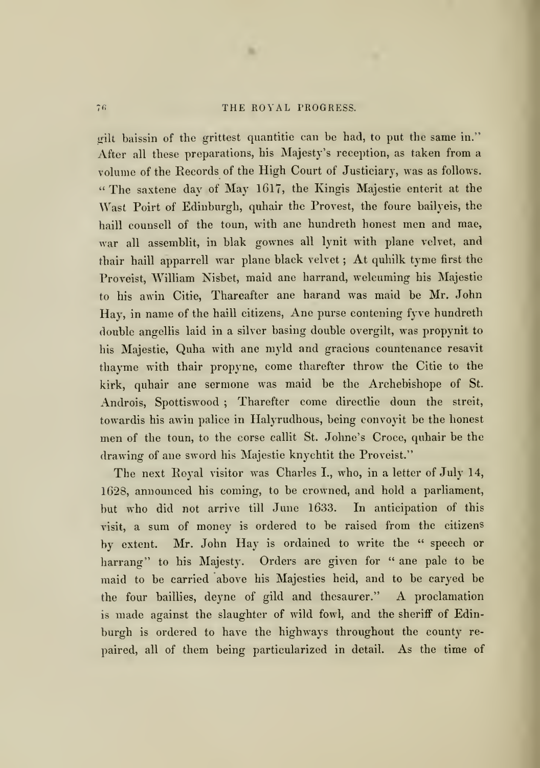gilt baissin of the grittest quantitie can be had, to put the same in." After all these preparations, his Majesty's reception, as taken from a volume of the Records of the High Court of Justiciary, was as follows. "The saxtene day of May 1617, the Kingis Majestie enterit at the Wast Poirt of Edinburgh, quhair the Provest, the foure bailyeis, the haill counsell of the toun, with ane hundreth honest men and mae, war all assemblit, in blak gownes all lynit with plane velvet, and thair haill apparrell war plane black velvet; At quhilk tyme first the Proveist, William Nisbet, maid ane harrand, welcuming his Majestie to his awin Citie, Thareafter ane harand was maid be Mr. John Hay, in name of the haill citizens, Ane purse contening fyve hundreth double angellis laid in a silver basing double overgilt, was propynit to his Majestie, Quha with ane myld and gracious countenance resavit thayme with thair propyne, come tharefter throw the Citie to the kirk, quhair ane sermone was maid be the Archebishope of St. Androis, Spottiswood; Tharefter come directlie doun the streit, towardis his awin palice in Halyrudhous, being convoyit be the honest men of the toun, to the corse callit St. Johne's Croce, quhair be the drawing of ane sword his Majestie knychtit the Proveist."

The next Royal visitor was Charles I., who, in a letter of July 14, 1628, announced his coming, to be crowned, and hold a parliament, but who did not arrive till June 1633. In anticipation of this visit, a sum of money is ordered to be raised from the citizens by extent. Mr. John Hay is ordained to write the "speech or harrang" to his Majesty. Orders are given for "ane pale to be maid to be carried above his Majesties heid, and to be caryed be the four baillies, deyne of gild and thesaurer." A proclamation is made against the slaughter of wild fowl, and the sheriff of Edinburgh is ordered to have the highways throughout the county repaired, all of them being particularized in detail. As the time of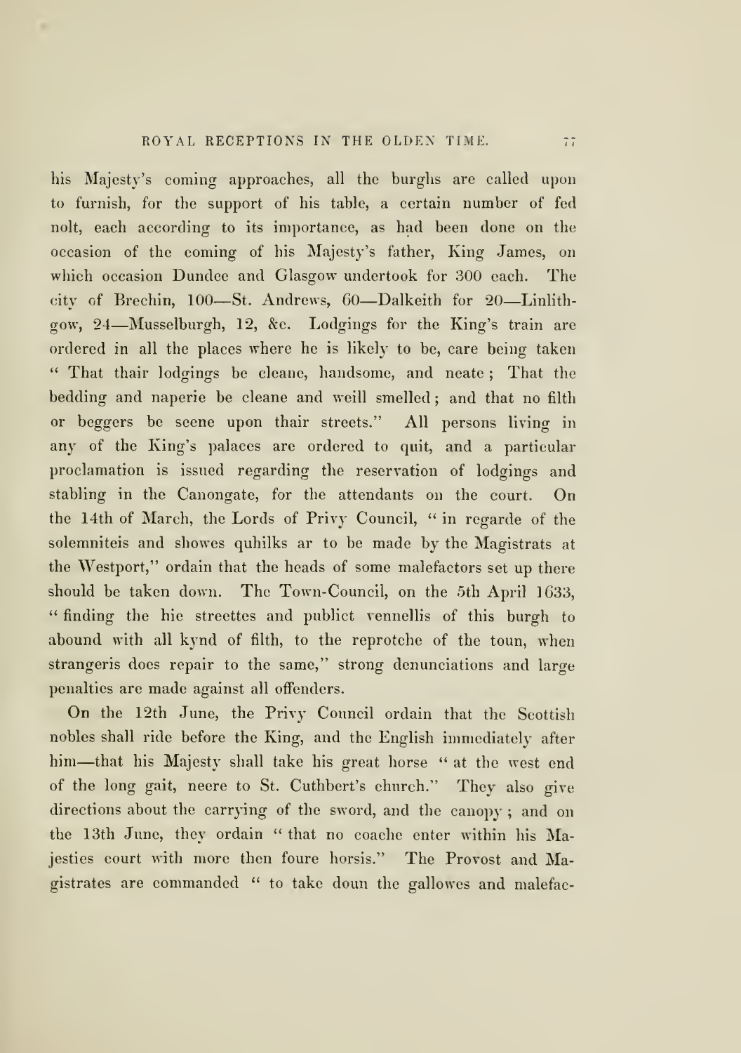his Majesty's coming approaches, all the burghs are called upon to furnish, for the support of his table, a certain number of fed nolt, each according to its importance, as had been done on the occasion of the coming of his Majesty's father, King James, on which occasion Dundee and Glasgow undertook for 300 each. The city of Brechin, 100—St. Andrews, 60—Dalkeith for 20—Linlithgow, 24—Musselburgh, 12, &c. Lodgings for the King's train are ordered in all the places where he is likely to be, care being taken "That thair lodgings be cleane, handsome, and neate; That the bedding and naperie be cleane and weill smelled; and that no filth or beggers be seene upon thair streets." All persons living in any of the King's palaces are ordered to quit, and a particular proclamation is issued regarding the reservation of lodgings and stabling in the Canongate, for the attendants on the court. On the 14th of March, the Lords of Privy Council, "in regarde of the solemniteis and showes quhilks ar to be made by the Magistrats at the Westport," ordain that the heads of some malefactors set up there should be taken down. The Town-Council, on the 5th April 1633, "finding the hie streettes and publict vennellis of this burgh to abound with all kynd of filth, to the reprotche of the toun, when strangeris does repair to the same," strong denunciations and large penalties are made against all offenders.

On the 12th June, the Privy Council ordain that the Scottish nobles shall ride before the King, and the English immediately after him—that his Majesty shall take his great horse "at the west end of the long gait, neere to St. Cuthbert's church." They also give directions about the carrying of the sword, and the canopy; and on the 13th June, they ordain "that no coache enter within his Majesties court with more then foure horsis." The Provost and Magistrates are commanded "to take doun the gallowes and malefac-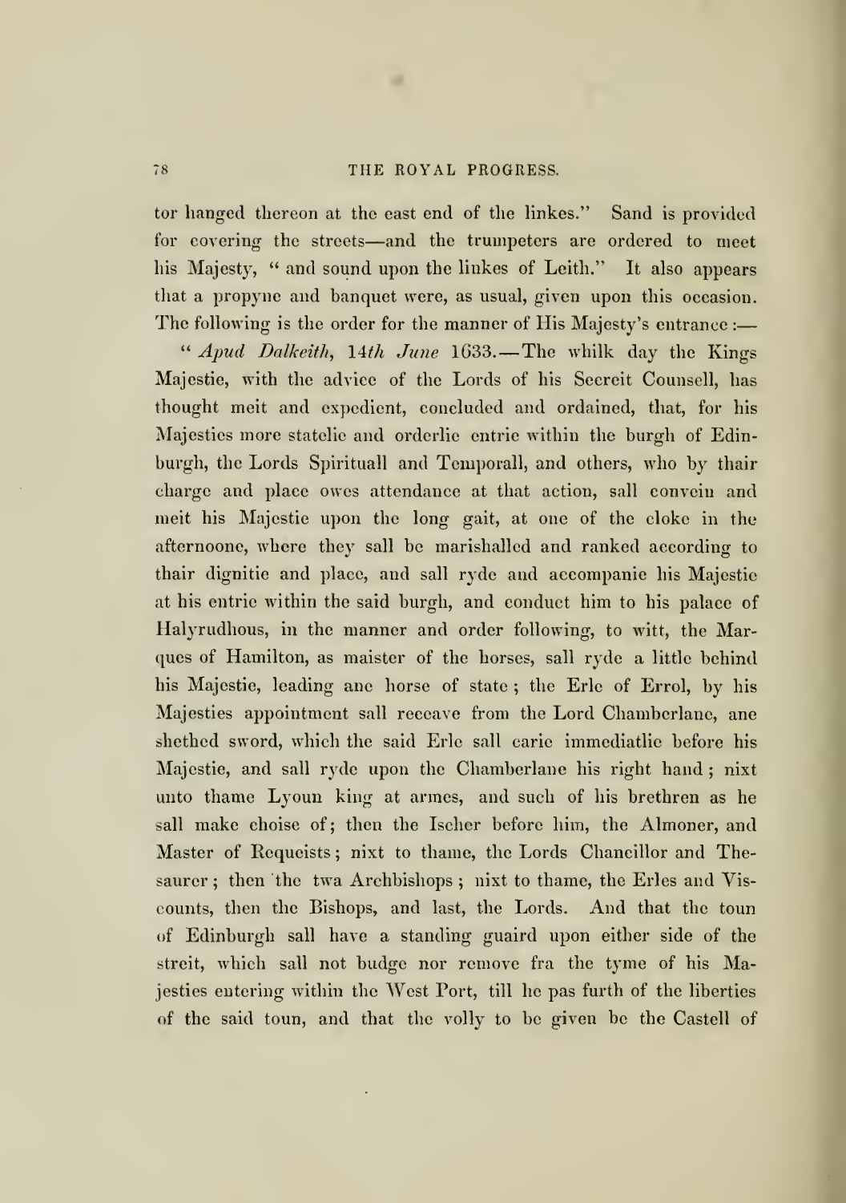tor hanged thereon at the east end of the linkes." Sand is provided for covering the streets—and the trumpeters are ordered to meet his Majesty, "and sound upon the linkes of Leith." It also appears that a propyne and banquet were, as usual, given upon this occasion. The following is the order for the manner of His Majesty's entrance :—

"*Apud Dalkeith*, 14*th June* 1633.—The whilk day the Kings Majestie, with the advice of the Lords of his Secreit Counsell, has thought meit and expedient, concluded and ordained, that, for his Majesties more statelie and orderlie entrie within the burgh of Edinburgh, the Lords Spirituall and Temporall, and others, who by thair charge and place owes attendance at that action, sall convein and meit his Majestie upon the long gait, at one of the cloke in the afternoone, where they sall be marishalled and ranked according to thair dignitie and place, and sall ryde and accompanie his Majestie at his entrie within the said burgh, and conduct him to his palace of Halyrudhous, in the manner and order following, to witt, the Marques of Hamilton, as maister of the horses, sall ryde a little behind his Majestie, leading ane horse of state; the Erle of Errol, by his Majesties appointment sall receave from the Lord Chamberlane, ane shethed sword, which the said Erle sall carie immediatlie before his Majestie, and sall ryde upon the Chamberlane his right hand; nixt unto thame Lyoun king at armes, and such of his brethren as he sall make choise of; then the Ischer before him, the Almoner, and Master of Requeists; nixt to thame, the Lords Chancillor and Thesaurer; then the twa Archbishops; nixt to thame, the Erles and Viscounts, then the Bishops, and last, the Lords. And that the toun of Edinburgh sall have a standing guaird upon either side of the streit, which sall not budge nor remove fra the tyme of his Majesties entering within the West Port, till he pas furth of the liberties of the said toun, and that the volly to be given be the Castell of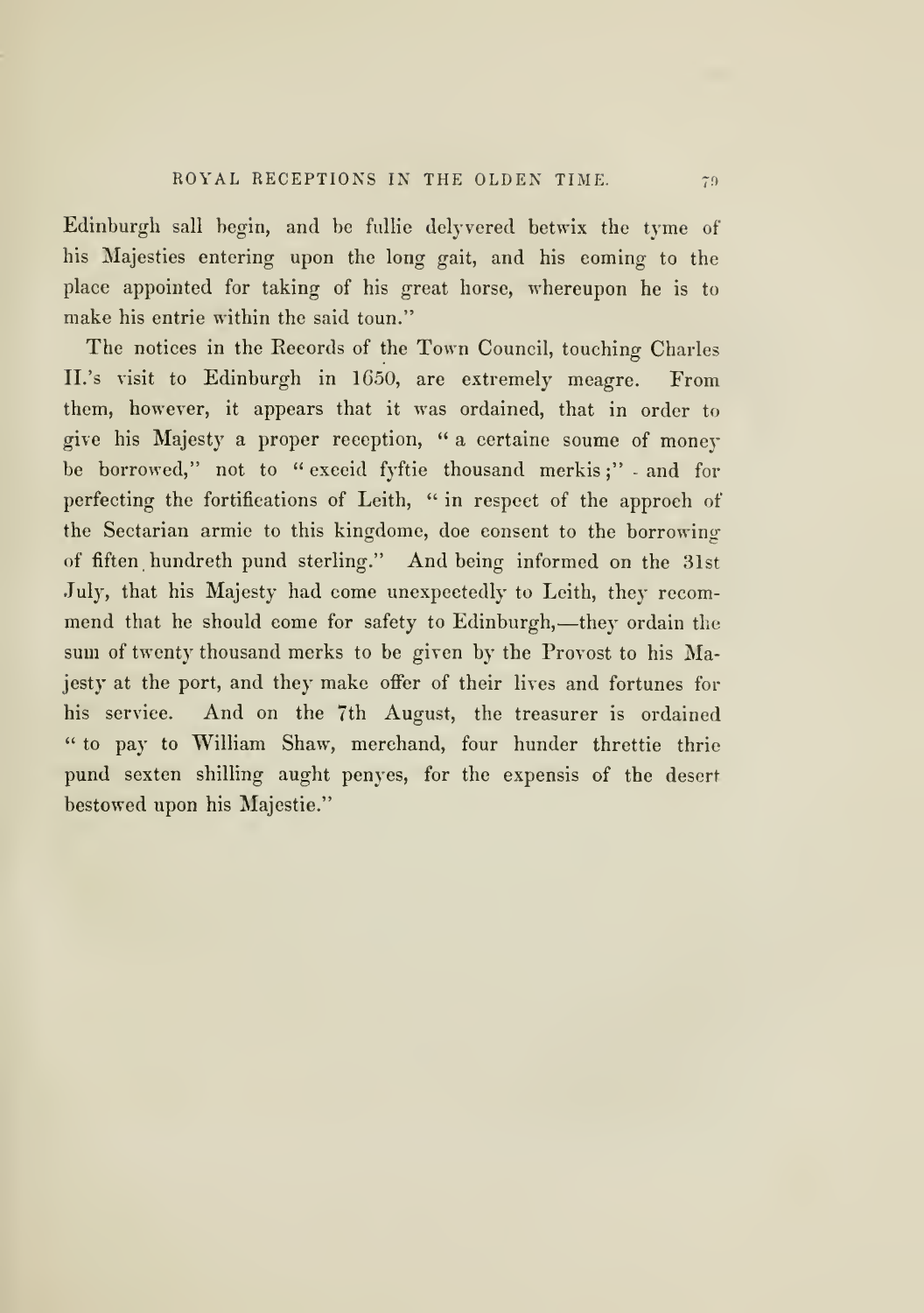Edinburgh sall begin, and be fullie delyvered betwix the tyme of his Majesties entering upon the long gait, and his coming to the place appointed for taking of his great horse, whereupon he is to make his entrie within the said toun."

The notices in the Records of the Town Council, touching Charles II.'s visit to Edinburgh in 1650, are extremely meagre. From them, however, it appears that it was ordained, that in order to give his Majesty a proper reception, "a certaine soume of money be borrowed," not to "exceid fyftie thousand merkis;" - and for perfecting the fortifications of Leith, "in respect of the approch of the Sectarian armie to this kingdome, doe consent to the borrowing of fiften hundreth pund sterling." And being informed on the 31st July, that his Majesty had come unexpectedly to Leith, they recommend that he should come for safety to Edinburgh,—they ordain the sum of twenty thousand merks to be given by the Provost to his Majesty at the port, and they make offer of their lives and fortunes for his service. And on the 7th August, the treasurer is ordained "to pay to William Shaw, merchand, four hunder threttie thrie pund sexten shilling aught penyes, for the expensis of the desert bestowed upon his Majestie."